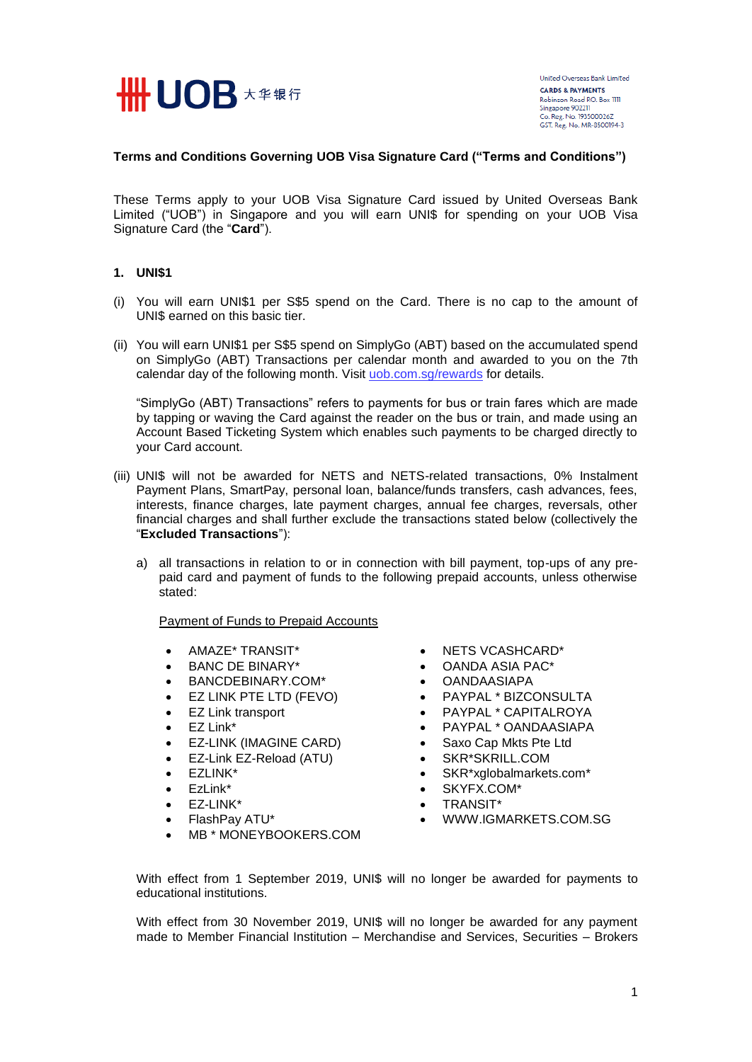United Overseas Bank Limited
**CARDS & PAYMENTS**
Robinson Road P.O. Box 1111
Singapore 902211
Co. Reg. No. 193500026Z
GST. Reg. No. MR-8500194-3

**Terms and Conditions Governing UOB Visa Signature Card ("Terms and Conditions")**

These Terms apply to your UOB Visa Signature Card issued by United Overseas Bank Limited ("UOB") in Singapore and you will earn UNI$ for spending on your UOB Visa Signature Card (the "**Card**").

**1. UNI$1**

(i) You will earn UNI$1 per S$5 spend on the Card. There is no cap to the amount of UNI$ earned on this basic tier.

(ii) You will earn UNI$1 per S$5 spend on SimplyGo (ABT) based on the accumulated spend on SimplyGo (ABT) Transactions per calendar month and awarded to you on the 7th calendar day of the following month. Visit [uob.com.sg/rewards](uob.com.sg/rewards) for details.

"SimplyGo (ABT) Transactions" refers to payments for bus or train fares which are made by tapping or waving the Card against the reader on the bus or train, and made using an Account Based Ticketing System which enables such payments to be charged directly to your Card account.

(iii) UNI$ will not be awarded for NETS and NETS-related transactions, 0% Instalment Payment Plans, SmartPay, personal loan, balance/funds transfers, cash advances, fees, interests, finance charges, late payment charges, annual fee charges, reversals, other financial charges and shall further exclude the transactions stated below (collectively the "**Excluded Transactions**"):

a) all transactions in relation to or in connection with bill payment, top-ups of any pre-paid card and payment of funds to the following prepaid accounts, unless otherwise stated:

Payment of Funds to Prepaid Accounts

- AMAZE* TRANSIT*
- BANC DE BINARY*
- BANCDEBINARY.COM*
- EZ LINK PTE LTD (FEVO)
- EZ Link transport
- EZ Link*
- EZ-LINK (IMAGINE CARD)
- EZ-Link EZ-Reload (ATU)
- EZLINK*
- EzLink*
- EZ-LINK*
- FlashPay ATU*
- MB * MONEYBOOKERS.COM
- NETS VCASHCARD*
- OANDA ASIA PAC*
- OANDAASIAPA
- PAYPAL * BIZCONSULTA
- PAYPAL * CAPITALROYA
- PAYPAL * OANDAASIAPA
- Saxo Cap Mkts Pte Ltd
- SKR*SKRILL.COM
- SKR*xglobalmarkets.com*
- SKYFX.COM*
- TRANSIT*
- WWW.IGMARKETS.COM.SG

With effect from 1 September 2019, UNI$ will no longer be awarded for payments to educational institutions.

With effect from 30 November 2019, UNI$ will no longer be awarded for any payment made to Member Financial Institution – Merchandise and Services, Securities – Brokers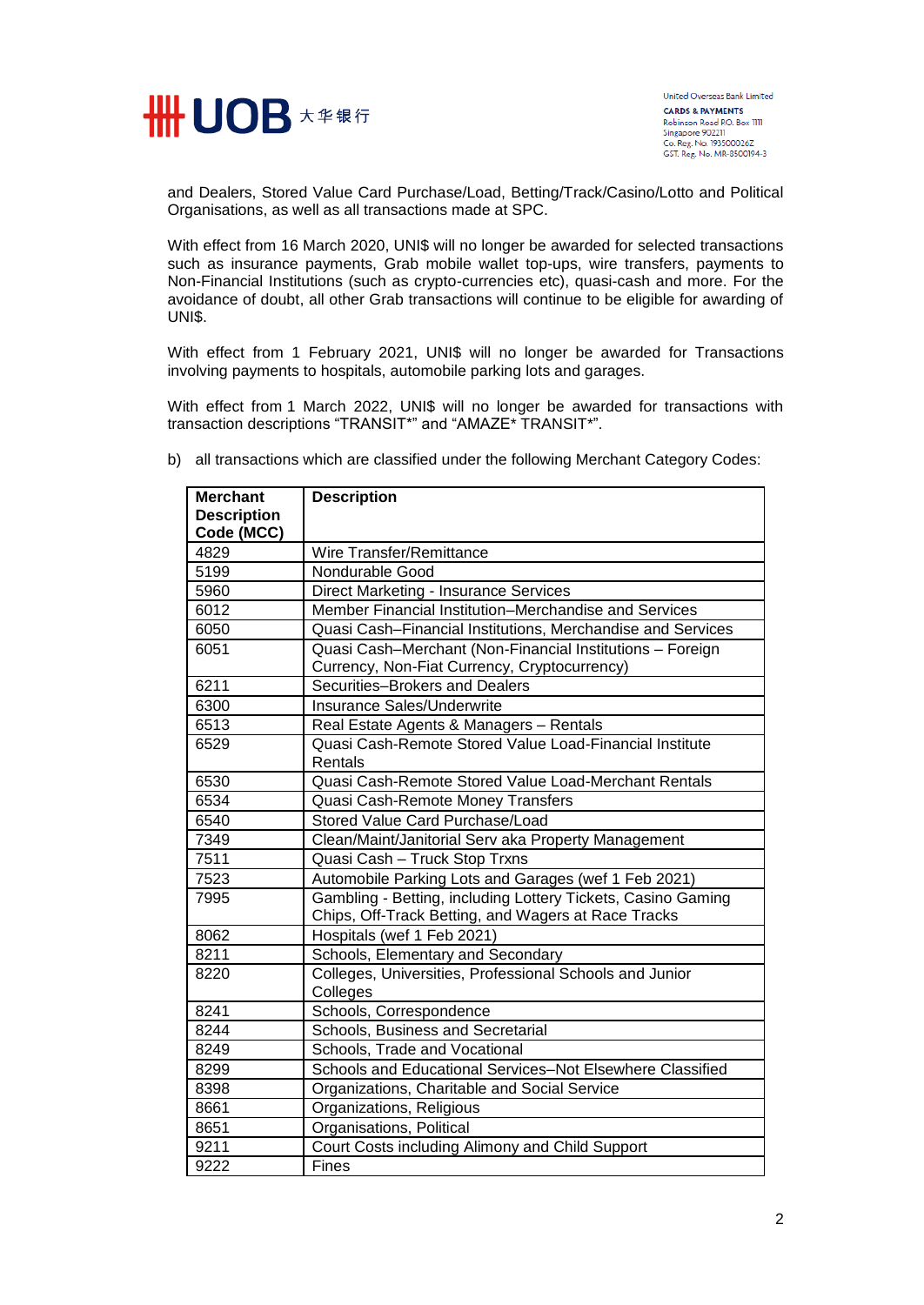and Dealers, Stored Value Card Purchase/Load, Betting/Track/Casino/Lotto and Political Organisations, as well as all transactions made at SPC.

With effect from 16 March 2020, UNI$ will no longer be awarded for selected transactions such as insurance payments, Grab mobile wallet top-ups, wire transfers, payments to Non-Financial Institutions (such as crypto-currencies etc), quasi-cash and more. For the avoidance of doubt, all other Grab transactions will continue to be eligible for awarding of UNI$.

With effect from 1 February 2021, UNI$ will no longer be awarded for Transactions involving payments to hospitals, automobile parking lots and garages.

With effect from 1 March 2022, UNI$ will no longer be awarded for transactions with transaction descriptions "TRANSIT*" and "AMAZE* TRANSIT*".

b) all transactions which are classified under the following Merchant Category Codes:

| Merchant Description Code (MCC) | Description |
|---|---|
| 4829 | Wire Transfer/Remittance |
| 5199 | Nondurable Good |
| 5960 | Direct Marketing - Insurance Services |
| 6012 | Member Financial Institution–Merchandise and Services |
| 6050 | Quasi Cash–Financial Institutions, Merchandise and Services |
| 6051 | Quasi Cash–Merchant (Non-Financial Institutions – Foreign Currency, Non-Fiat Currency, Cryptocurrency) |
| 6211 | Securities–Brokers and Dealers |
| 6300 | Insurance Sales/Underwrite |
| 6513 | Real Estate Agents & Managers – Rentals |
| 6529 | Quasi Cash-Remote Stored Value Load-Financial Institute Rentals |
| 6530 | Quasi Cash-Remote Stored Value Load-Merchant Rentals |
| 6534 | Quasi Cash-Remote Money Transfers |
| 6540 | Stored Value Card Purchase/Load |
| 7349 | Clean/Maint/Janitorial Serv aka Property Management |
| 7511 | Quasi Cash – Truck Stop Trxns |
| 7523 | Automobile Parking Lots and Garages (wef 1 Feb 2021) |
| 7995 | Gambling - Betting, including Lottery Tickets, Casino Gaming Chips, Off-Track Betting, and Wagers at Race Tracks |
| 8062 | Hospitals (wef 1 Feb 2021) |
| 8211 | Schools, Elementary and Secondary |
| 8220 | Colleges, Universities, Professional Schools and Junior Colleges |
| 8241 | Schools, Correspondence |
| 8244 | Schools, Business and Secretarial |
| 8249 | Schools, Trade and Vocational |
| 8299 | Schools and Educational Services–Not Elsewhere Classified |
| 8398 | Organizations, Charitable and Social Service |
| 8661 | Organizations, Religious |
| 8651 | Organisations, Political |
| 9211 | Court Costs including Alimony and Child Support |
| 9222 | Fines |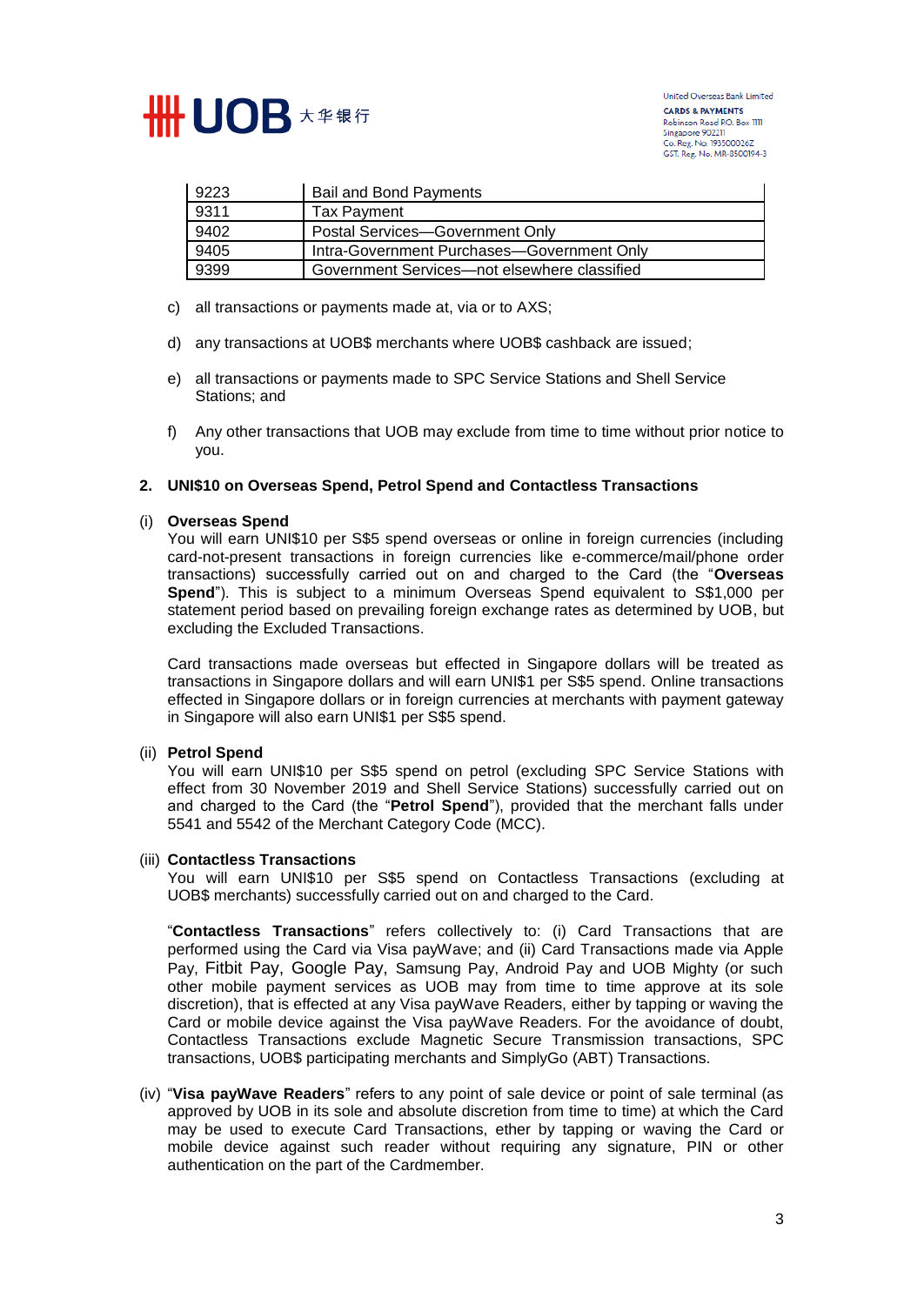| 9223 | Bail and Bond Payments |
|---|---|
| 9311 | Tax Payment |
| 9402 | Postal Services—Government Only |
| 9405 | Intra-Government Purchases—Government Only |
| 9399 | Government Services—not elsewhere classified |

c) all transactions or payments made at, via or to AXS;

d) any transactions at UOB$ merchants where UOB$ cashback are issued;

e) all transactions or payments made to SPC Service Stations and Shell Service Stations; and

f) Any other transactions that UOB may exclude from time to time without prior notice to you.

**2. UNI$10 on Overseas Spend, Petrol Spend and Contactless Transactions**

(i) **Overseas Spend**
You will earn UNI$10 per S$5 spend overseas or online in foreign currencies (including card-not-present transactions in foreign currencies like e-commerce/mail/phone order transactions) successfully carried out on and charged to the Card (the "**Overseas Spend**"). This is subject to a minimum Overseas Spend equivalent to S$1,000 per statement period based on prevailing foreign exchange rates as determined by UOB, but excluding the Excluded Transactions.

Card transactions made overseas but effected in Singapore dollars will be treated as transactions in Singapore dollars and will earn UNI$1 per S$5 spend. Online transactions effected in Singapore dollars or in foreign currencies at merchants with payment gateway in Singapore will also earn UNI$1 per S$5 spend.

(ii) **Petrol Spend**
You will earn UNI$10 per S$5 spend on petrol (excluding SPC Service Stations with effect from 30 November 2019 and Shell Service Stations) successfully carried out on and charged to the Card (the "**Petrol Spend**"), provided that the merchant falls under 5541 and 5542 of the Merchant Category Code (MCC).

(iii) **Contactless Transactions**
You will earn UNI$10 per S$5 spend on Contactless Transactions (excluding at UOB$ merchants) successfully carried out on and charged to the Card.

"**Contactless Transactions**" refers collectively to: (i) Card Transactions that are performed using the Card via Visa payWave; and (ii) Card Transactions made via Apple Pay, Fitbit Pay, Google Pay, Samsung Pay, Android Pay and UOB Mighty (or such other mobile payment services as UOB may from time to time approve at its sole discretion), that is effected at any Visa payWave Readers, either by tapping or waving the Card or mobile device against the Visa payWave Readers. For the avoidance of doubt, Contactless Transactions exclude Magnetic Secure Transmission transactions, SPC transactions, UOB$ participating merchants and SimplyGo (ABT) Transactions.

(iv) "**Visa payWave Readers**" refers to any point of sale device or point of sale terminal (as approved by UOB in its sole and absolute discretion from time to time) at which the Card may be used to execute Card Transactions, ether by tapping or waving the Card or mobile device against such reader without requiring any signature, PIN or other authentication on the part of the Cardmember.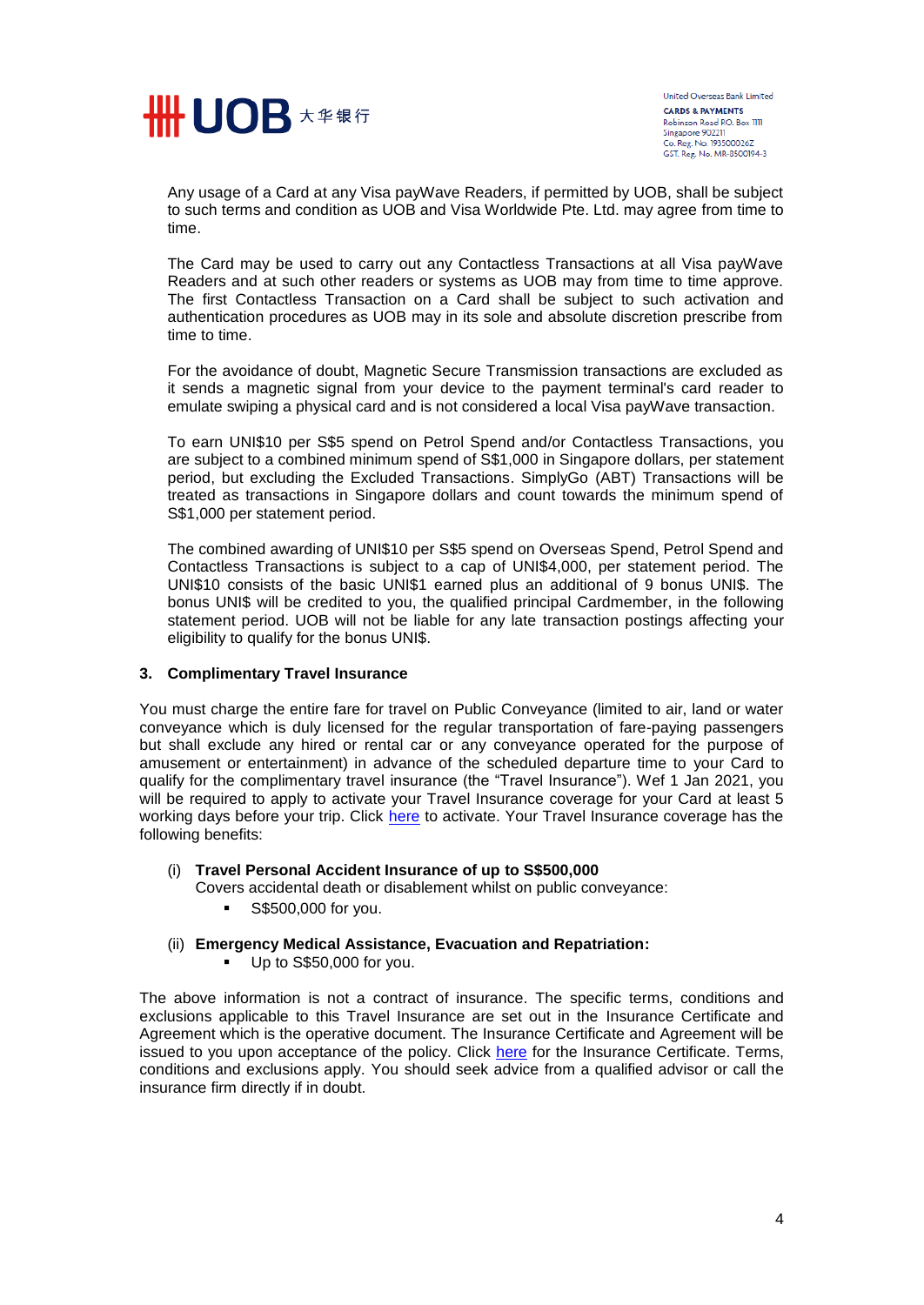Any usage of a Card at any Visa payWave Readers, if permitted by UOB, shall be subject to such terms and condition as UOB and Visa Worldwide Pte. Ltd. may agree from time to time.

The Card may be used to carry out any Contactless Transactions at all Visa payWave Readers and at such other readers or systems as UOB may from time to time approve. The first Contactless Transaction on a Card shall be subject to such activation and authentication procedures as UOB may in its sole and absolute discretion prescribe from time to time.

For the avoidance of doubt, Magnetic Secure Transmission transactions are excluded as it sends a magnetic signal from your device to the payment terminal's card reader to emulate swiping a physical card and is not considered a local Visa payWave transaction.

To earn UNI$10 per S$5 spend on Petrol Spend and/or Contactless Transactions, you are subject to a combined minimum spend of S$1,000 in Singapore dollars, per statement period, but excluding the Excluded Transactions. SimplyGo (ABT) Transactions will be treated as transactions in Singapore dollars and count towards the minimum spend of S$1,000 per statement period.

The combined awarding of UNI$10 per S$5 spend on Overseas Spend, Petrol Spend and Contactless Transactions is subject to a cap of UNI$4,000, per statement period. The UNI$10 consists of the basic UNI$1 earned plus an additional of 9 bonus UNI$. The bonus UNI$ will be credited to you, the qualified principal Cardmember, in the following statement period. UOB will not be liable for any late transaction postings affecting your eligibility to qualify for the bonus UNI$.

### 3. Complimentary Travel Insurance

You must charge the entire fare for travel on Public Conveyance (limited to air, land or water conveyance which is duly licensed for the regular transportation of fare-paying passengers but shall exclude any hired or rental car or any conveyance operated for the purpose of amusement or entertainment) in advance of the scheduled departure time to your Card to qualify for the complimentary travel insurance (the "Travel Insurance"). Wef 1 Jan 2021, you will be required to apply to activate your Travel Insurance coverage for your Card at least 5 working days before your trip. Click here to activate. Your Travel Insurance coverage has the following benefits:

(i) **Travel Personal Accident Insurance of up to S$500,000**
Covers accidental death or disablement whilst on public conveyance:
- S$500,000 for you.

(ii) **Emergency Medical Assistance, Evacuation and Repatriation:**
- Up to S$50,000 for you.

The above information is not a contract of insurance. The specific terms, conditions and exclusions applicable to this Travel Insurance are set out in the Insurance Certificate and Agreement which is the operative document. The Insurance Certificate and Agreement will be issued to you upon acceptance of the policy. Click here for the Insurance Certificate. Terms, conditions and exclusions apply. You should seek advice from a qualified advisor or call the insurance firm directly if in doubt.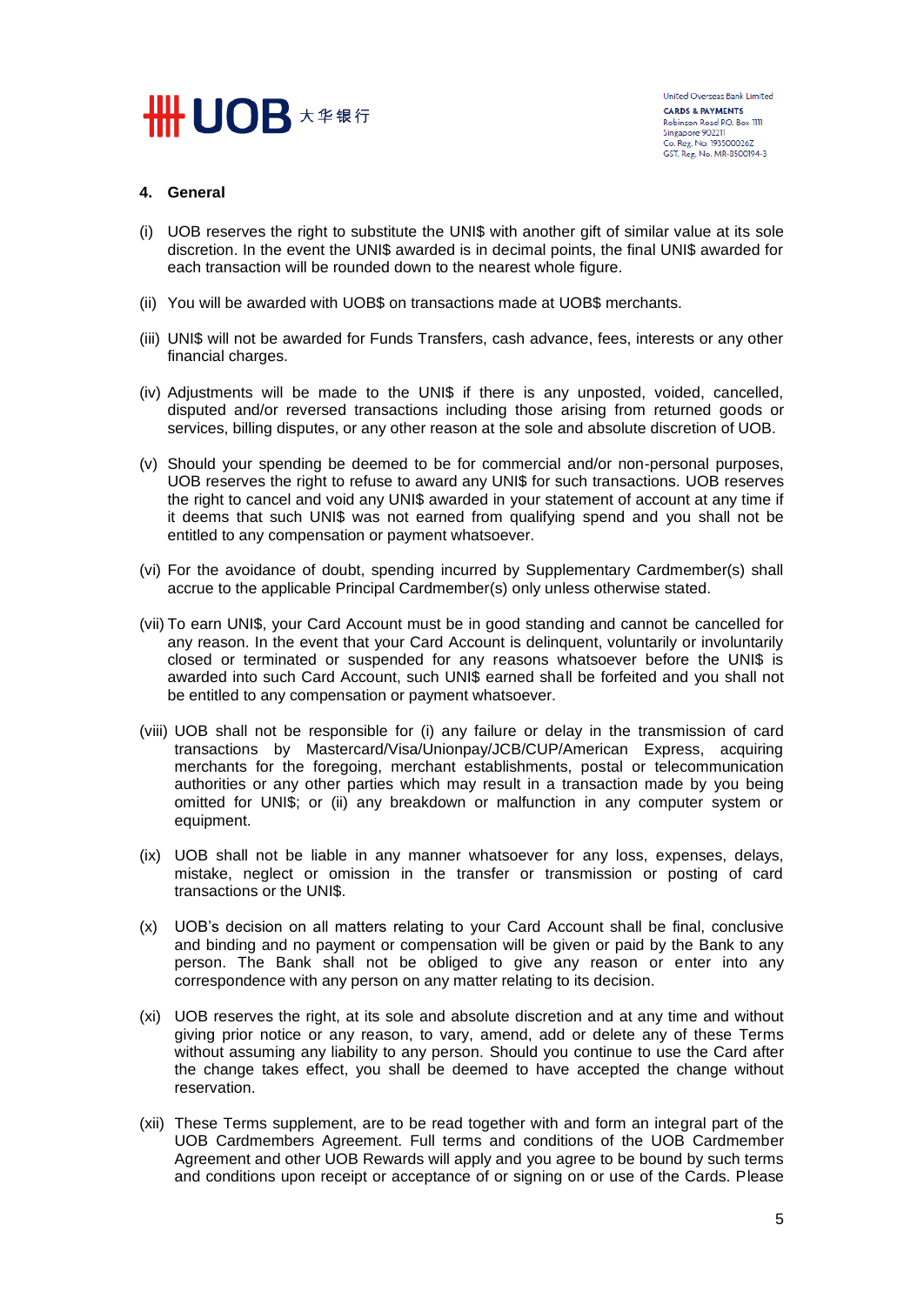## 4. General

(i) UOB reserves the right to substitute the UNI$ with another gift of similar value at its sole discretion. In the event the UNI$ awarded is in decimal points, the final UNI$ awarded for each transaction will be rounded down to the nearest whole figure.

(ii) You will be awarded with UOB$ on transactions made at UOB$ merchants.

(iii) UNI$ will not be awarded for Funds Transfers, cash advance, fees, interests or any other financial charges.

(iv) Adjustments will be made to the UNI$ if there is any unposted, voided, cancelled, disputed and/or reversed transactions including those arising from returned goods or services, billing disputes, or any other reason at the sole and absolute discretion of UOB.

(v) Should your spending be deemed to be for commercial and/or non-personal purposes, UOB reserves the right to refuse to award any UNI$ for such transactions. UOB reserves the right to cancel and void any UNI$ awarded in your statement of account at any time if it deems that such UNI$ was not earned from qualifying spend and you shall not be entitled to any compensation or payment whatsoever.

(vi) For the avoidance of doubt, spending incurred by Supplementary Cardmember(s) shall accrue to the applicable Principal Cardmember(s) only unless otherwise stated.

(vii) To earn UNI$, your Card Account must be in good standing and cannot be cancelled for any reason. In the event that your Card Account is delinquent, voluntarily or involuntarily closed or terminated or suspended for any reasons whatsoever before the UNI$ is awarded into such Card Account, such UNI$ earned shall be forfeited and you shall not be entitled to any compensation or payment whatsoever.

(viii) UOB shall not be responsible for (i) any failure or delay in the transmission of card transactions by Mastercard/Visa/Unionpay/JCB/CUP/American Express, acquiring merchants for the foregoing, merchant establishments, postal or telecommunication authorities or any other parties which may result in a transaction made by you being omitted for UNI$; or (ii) any breakdown or malfunction in any computer system or equipment.

(ix) UOB shall not be liable in any manner whatsoever for any loss, expenses, delays, mistake, neglect or omission in the transfer or transmission or posting of card transactions or the UNI$.

(x) UOB's decision on all matters relating to your Card Account shall be final, conclusive and binding and no payment or compensation will be given or paid by the Bank to any person. The Bank shall not be obliged to give any reason or enter into any correspondence with any person on any matter relating to its decision.

(xi) UOB reserves the right, at its sole and absolute discretion and at any time and without giving prior notice or any reason, to vary, amend, add or delete any of these Terms without assuming any liability to any person. Should you continue to use the Card after the change takes effect, you shall be deemed to have accepted the change without reservation.

(xii) These Terms supplement, are to be read together with and form an integral part of the UOB Cardmembers Agreement. Full terms and conditions of the UOB Cardmember Agreement and other UOB Rewards will apply and you agree to be bound by such terms and conditions upon receipt or acceptance of or signing on or use of the Cards. Please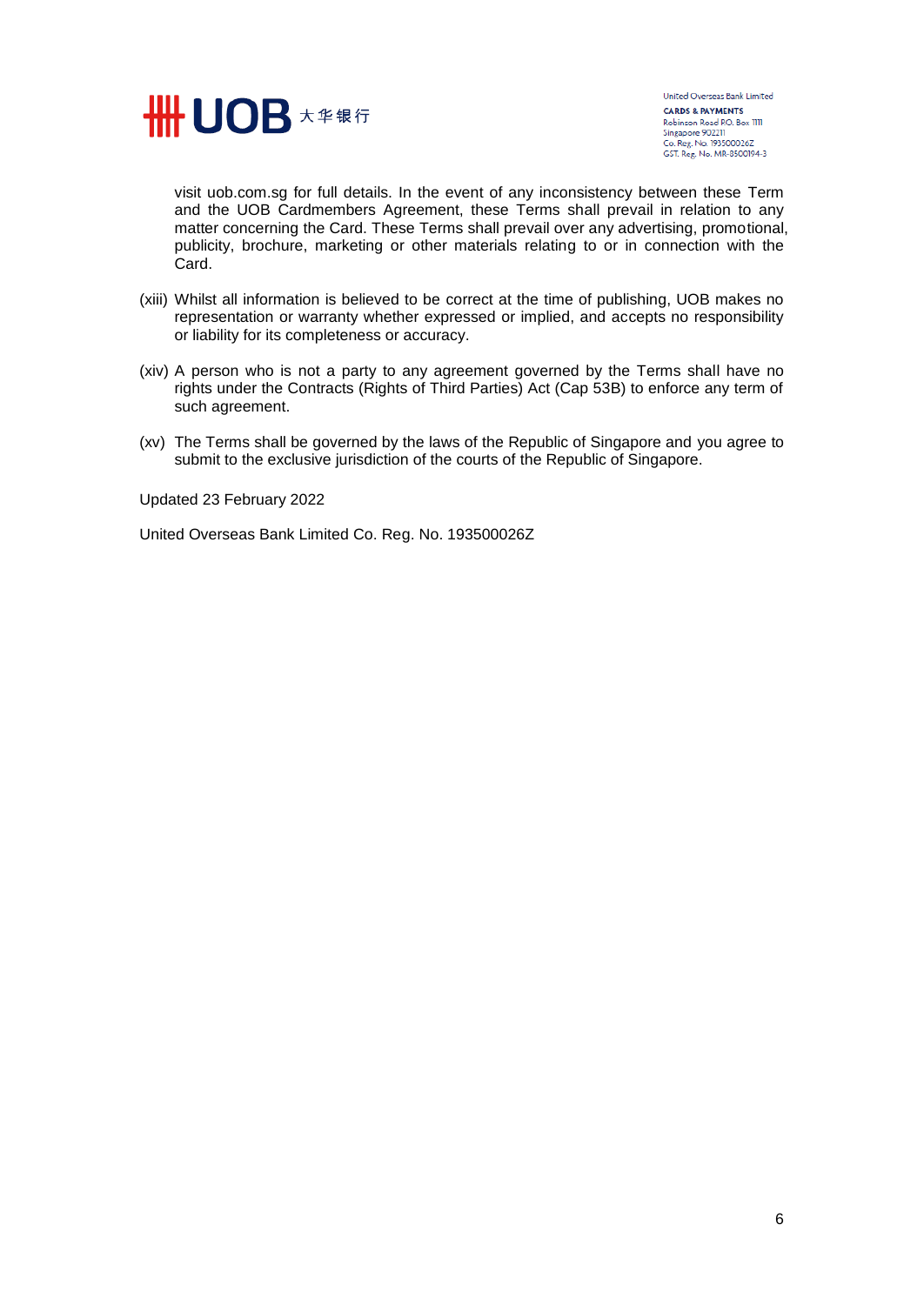visit uob.com.sg for full details. In the event of any inconsistency between these Term and the UOB Cardmembers Agreement, these Terms shall prevail in relation to any matter concerning the Card. These Terms shall prevail over any advertising, promotional, publicity, brochure, marketing or other materials relating to or in connection with the Card.

(xiii) Whilst all information is believed to be correct at the time of publishing, UOB makes no representation or warranty whether expressed or implied, and accepts no responsibility or liability for its completeness or accuracy.

(xiv) A person who is not a party to any agreement governed by the Terms shall have no rights under the Contracts (Rights of Third Parties) Act (Cap 53B) to enforce any term of such agreement.

(xv) The Terms shall be governed by the laws of the Republic of Singapore and you agree to submit to the exclusive jurisdiction of the courts of the Republic of Singapore.

Updated 23 February 2022

United Overseas Bank Limited Co. Reg. No. 193500026Z